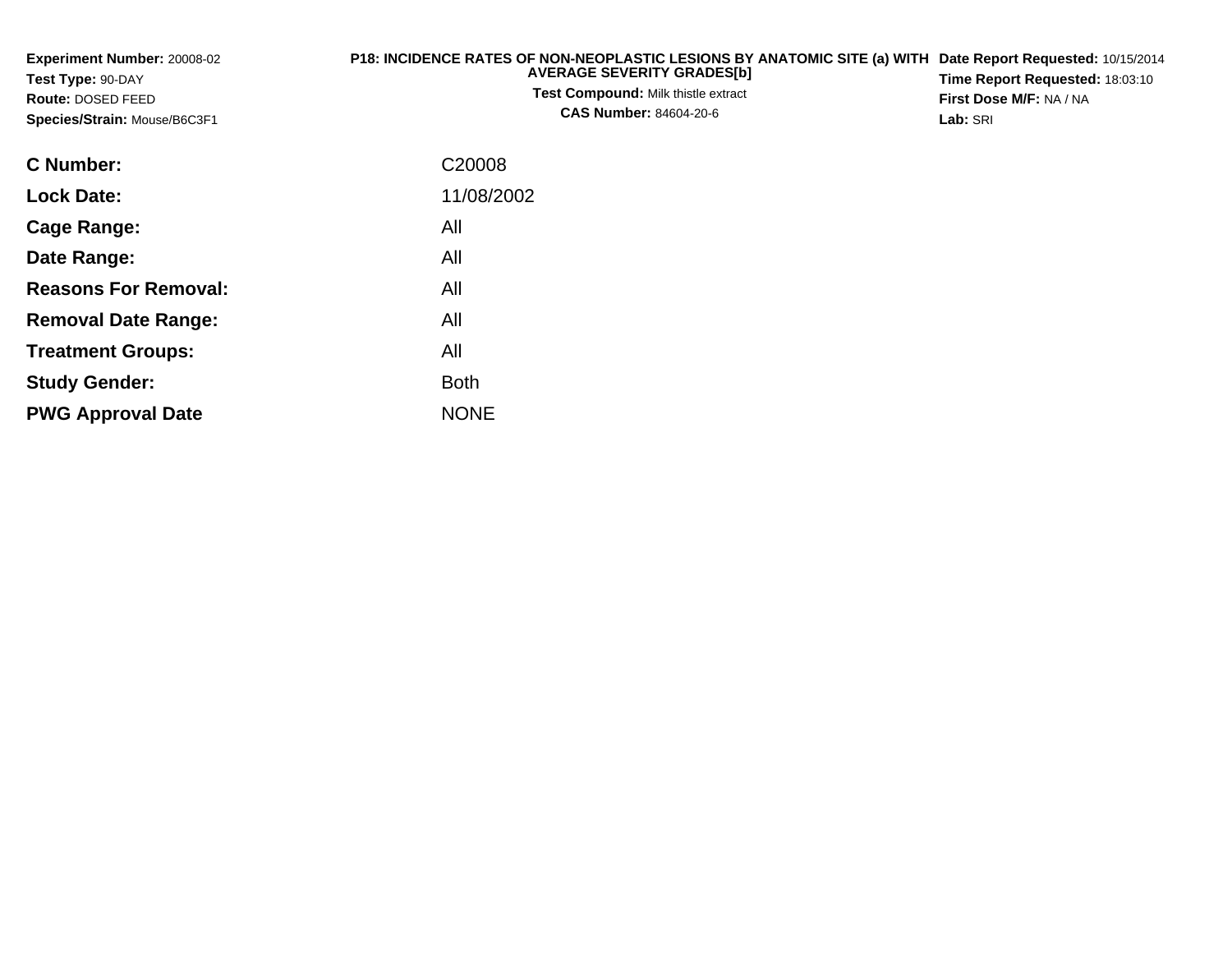**Experiment Number:** 20008-02
**Test Type:** 90-DAY
**Route:** DOSED FEED
**Species/Strain:** Mouse/B6C3F1

**P18: INCIDENCE RATES OF NON-NEOPLASTIC LESIONS BY ANATOMIC SITE (a) WITH AVERAGE SEVERITY GRADES[b]**
**Test Compound:** Milk thistle extract
**CAS Number:** 84604-20-6

**Date Report Requested:** 10/15/2014
**Time Report Requested:** 18:03:10
**First Dose M/F:** NA / NA
**Lab:** SRI

| | |
|---|---|
| **C Number:** | C20008 |
| **Lock Date:** | 11/08/2002 |
| **Cage Range:** | All |
| **Date Range:** | All |
| **Reasons For Removal:** | All |
| **Removal Date Range:** | All |
| **Treatment Groups:** | All |
| **Study Gender:** | Both |
| **PWG Approval Date** | NONE |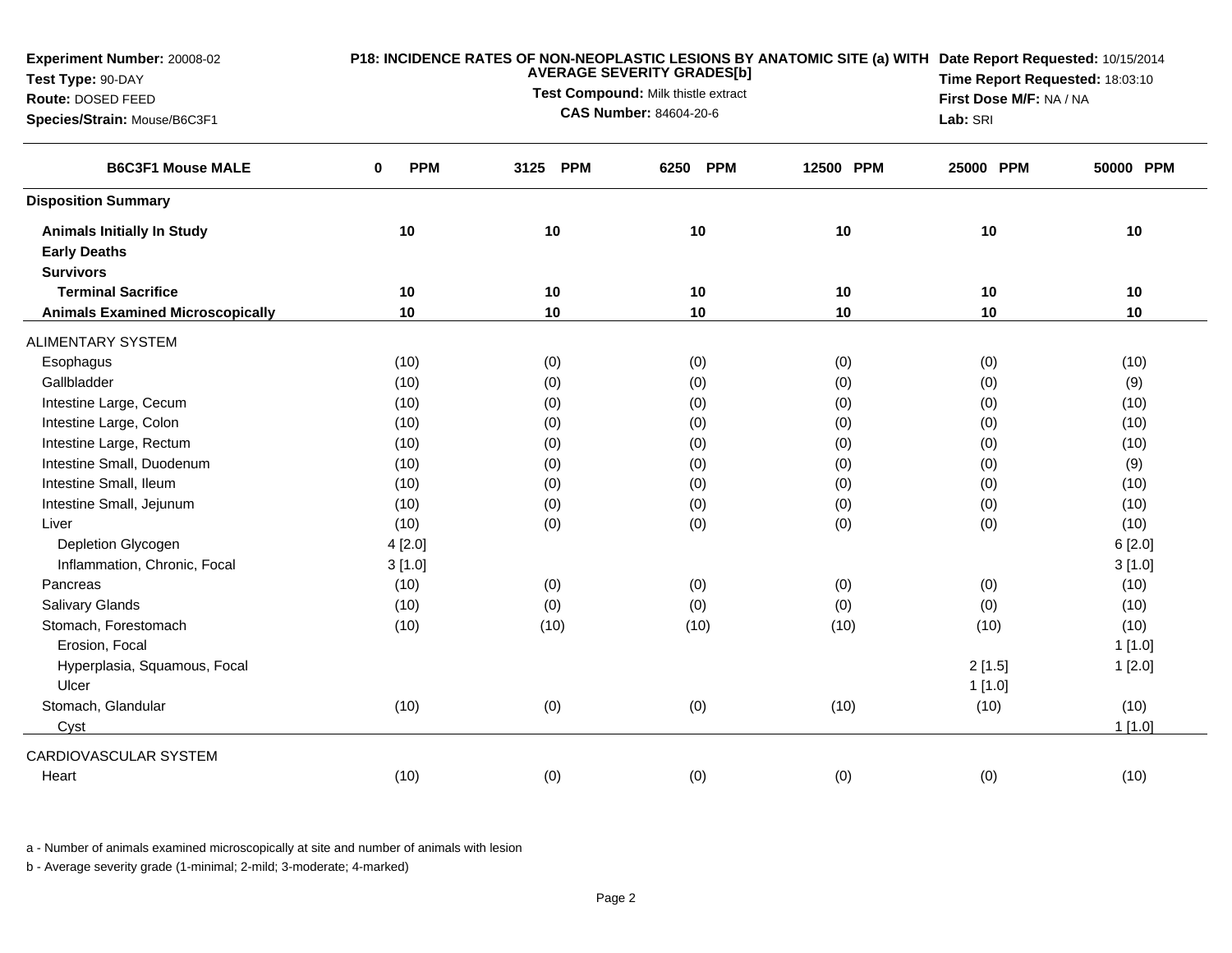**Experiment Number:** 20008-02
**Test Type:** 90-DAY
**Route:** DOSED FEED
**Species/Strain:** Mouse/B6C3F1

**P18: INCIDENCE RATES OF NON-NEOPLASTIC LESIONS BY ANATOMIC SITE (a) WITH AVERAGE SEVERITY GRADES[b]**

**Test Compound:** Milk thistle extract
**CAS Number:** 84604-20-6

**Date Report Requested:** 10/15/2014
**Time Report Requested:** 18:03:10
**First Dose M/F:** NA / NA
**Lab:** SRI

| B6C3F1 Mouse MALE | 0 PPM | 3125 PPM | 6250 PPM | 12500 PPM | 25000 PPM | 50000 PPM |
|---|---|---|---|---|---|---|
| **Disposition Summary** | | | | | | |
| **Animals Initially In Study** | 10 | 10 | 10 | 10 | 10 | 10 |
| **Early Deaths** | | | | | | |
| **Survivors** | | | | | | |
| **Terminal Sacrifice** | 10 | 10 | 10 | 10 | 10 | 10 |
| **Animals Examined Microscopically** | 10 | 10 | 10 | 10 | 10 | 10 |
| ALIMENTARY SYSTEM | | | | | | |
| Esophagus | (10) | (0) | (0) | (0) | (0) | (10) |
| Gallbladder | (10) | (0) | (0) | (0) | (0) | (9) |
| Intestine Large, Cecum | (10) | (0) | (0) | (0) | (0) | (10) |
| Intestine Large, Colon | (10) | (0) | (0) | (0) | (0) | (10) |
| Intestine Large, Rectum | (10) | (0) | (0) | (0) | (0) | (10) |
| Intestine Small, Duodenum | (10) | (0) | (0) | (0) | (0) | (9) |
| Intestine Small, Ileum | (10) | (0) | (0) | (0) | (0) | (10) |
| Intestine Small, Jejunum | (10) | (0) | (0) | (0) | (0) | (10) |
| Liver | (10) | (0) | (0) | (0) | (0) | (10) |
| Depletion Glycogen | 4 [2.0] | | | | | 6 [2.0] |
| Inflammation, Chronic, Focal | 3 [1.0] | | | | | 3 [1.0] |
| Pancreas | (10) | (0) | (0) | (0) | (0) | (10) |
| Salivary Glands | (10) | (0) | (0) | (0) | (0) | (10) |
| Stomach, Forestomach | (10) | (10) | (10) | (10) | (10) | (10) |
| Erosion, Focal | | | | | | 1 [1.0] |
| Hyperplasia, Squamous, Focal | | | | | 2 [1.5] | 1 [2.0] |
| Ulcer | | | | | 1 [1.0] | |
| Stomach, Glandular | (10) | (0) | (0) | (10) | (10) | (10) |
| Cyst | | | | | | 1 [1.0] |
| CARDIOVASCULAR SYSTEM | | | | | | |
| Heart | (10) | (0) | (0) | (0) | (0) | (10) |

a - Number of animals examined microscopically at site and number of animals with lesion

b - Average severity grade (1-minimal; 2-mild; 3-moderate; 4-marked)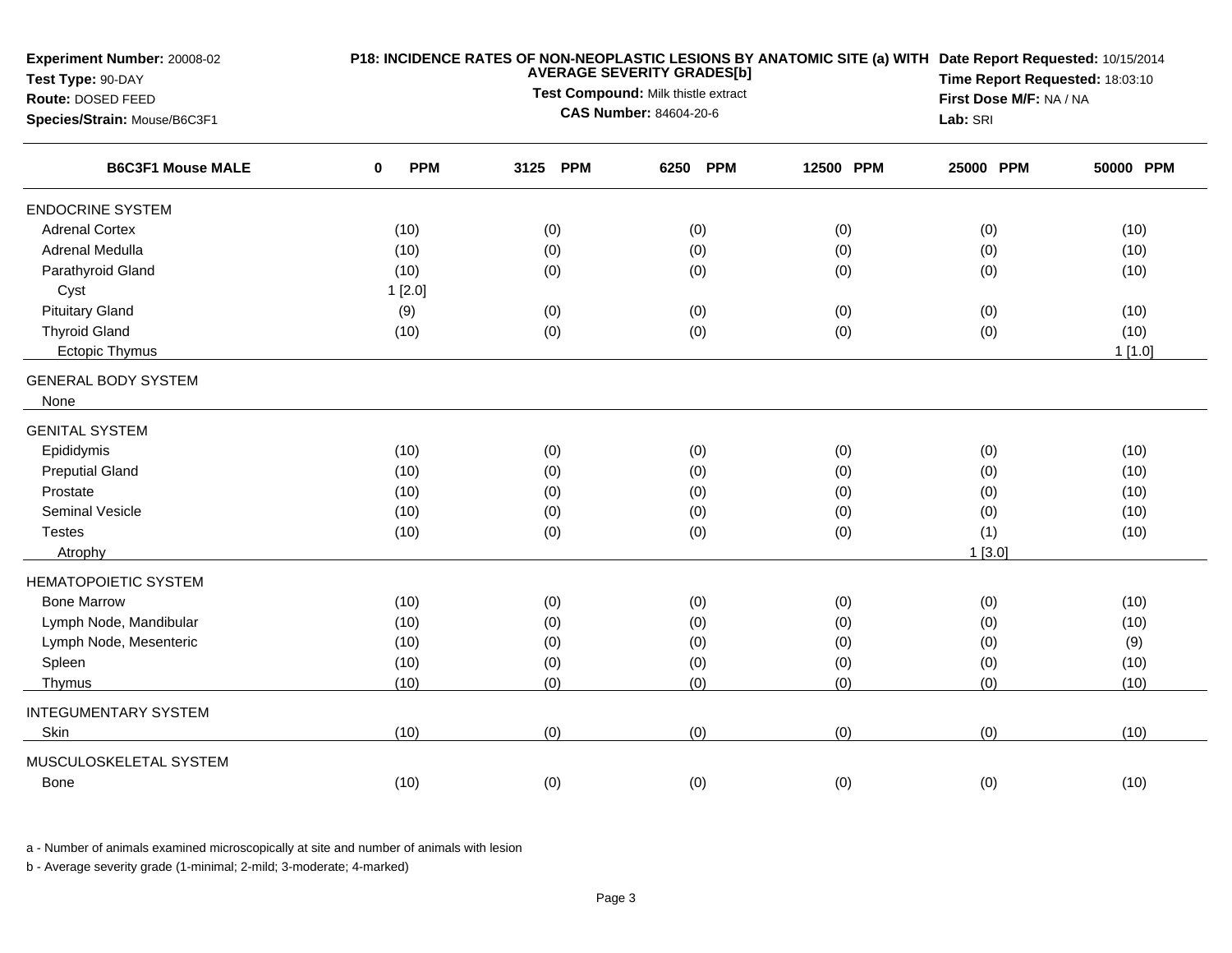**Experiment Number:** 20008-02
**Test Type:** 90-DAY
**Route:** DOSED FEED
**Species/Strain:** Mouse/B6C3F1

**P18: INCIDENCE RATES OF NON-NEOPLASTIC LESIONS BY ANATOMIC SITE (a) WITH AVERAGE SEVERITY GRADES[b]**
**Test Compound:** Milk thistle extract
**CAS Number:** 84604-20-6

**Date Report Requested:** 10/15/2014
**Time Report Requested:** 18:03:10
**First Dose M/F:** NA / NA
**Lab:** SRI

| B6C3F1 Mouse MALE | 0 PPM | 3125 PPM | 6250 PPM | 12500 PPM | 25000 PPM | 50000 PPM |
|---|---|---|---|---|---|---|
| ENDOCRINE SYSTEM | | | | | | |
| Adrenal Cortex | (10) | (0) | (0) | (0) | (0) | (10) |
| Adrenal Medulla | (10) | (0) | (0) | (0) | (0) | (10) |
| Parathyroid Gland | (10) | (0) | (0) | (0) | (0) | (10) |
| Cyst | 1 [2.0] | | | | | |
| Pituitary Gland | (9) | (0) | (0) | (0) | (0) | (10) |
| Thyroid Gland | (10) | (0) | (0) | (0) | (0) | (10) |
| Ectopic Thymus | | | | | | 1 [1.0] |
| GENERAL BODY SYSTEM | | | | | | |
| None | | | | | | |
| GENITAL SYSTEM | | | | | | |
| Epididymis | (10) | (0) | (0) | (0) | (0) | (10) |
| Preputial Gland | (10) | (0) | (0) | (0) | (0) | (10) |
| Prostate | (10) | (0) | (0) | (0) | (0) | (10) |
| Seminal Vesicle | (10) | (0) | (0) | (0) | (0) | (10) |
| Testes | (10) | (0) | (0) | (0) | (1) | (10) |
| Atrophy | | | | | 1 [3.0] | |
| HEMATOPOIETIC SYSTEM | | | | | | |
| Bone Marrow | (10) | (0) | (0) | (0) | (0) | (10) |
| Lymph Node, Mandibular | (10) | (0) | (0) | (0) | (0) | (10) |
| Lymph Node, Mesenteric | (10) | (0) | (0) | (0) | (0) | (9) |
| Spleen | (10) | (0) | (0) | (0) | (0) | (10) |
| Thymus | (10) | (0) | (0) | (0) | (0) | (10) |
| INTEGUMENTARY SYSTEM | | | | | | |
| Skin | (10) | (0) | (0) | (0) | (0) | (10) |
| MUSCULOSKELETAL SYSTEM | | | | | | |
| Bone | (10) | (0) | (0) | (0) | (0) | (10) |

a - Number of animals examined microscopically at site and number of animals with lesion

b - Average severity grade (1-minimal; 2-mild; 3-moderate; 4-marked)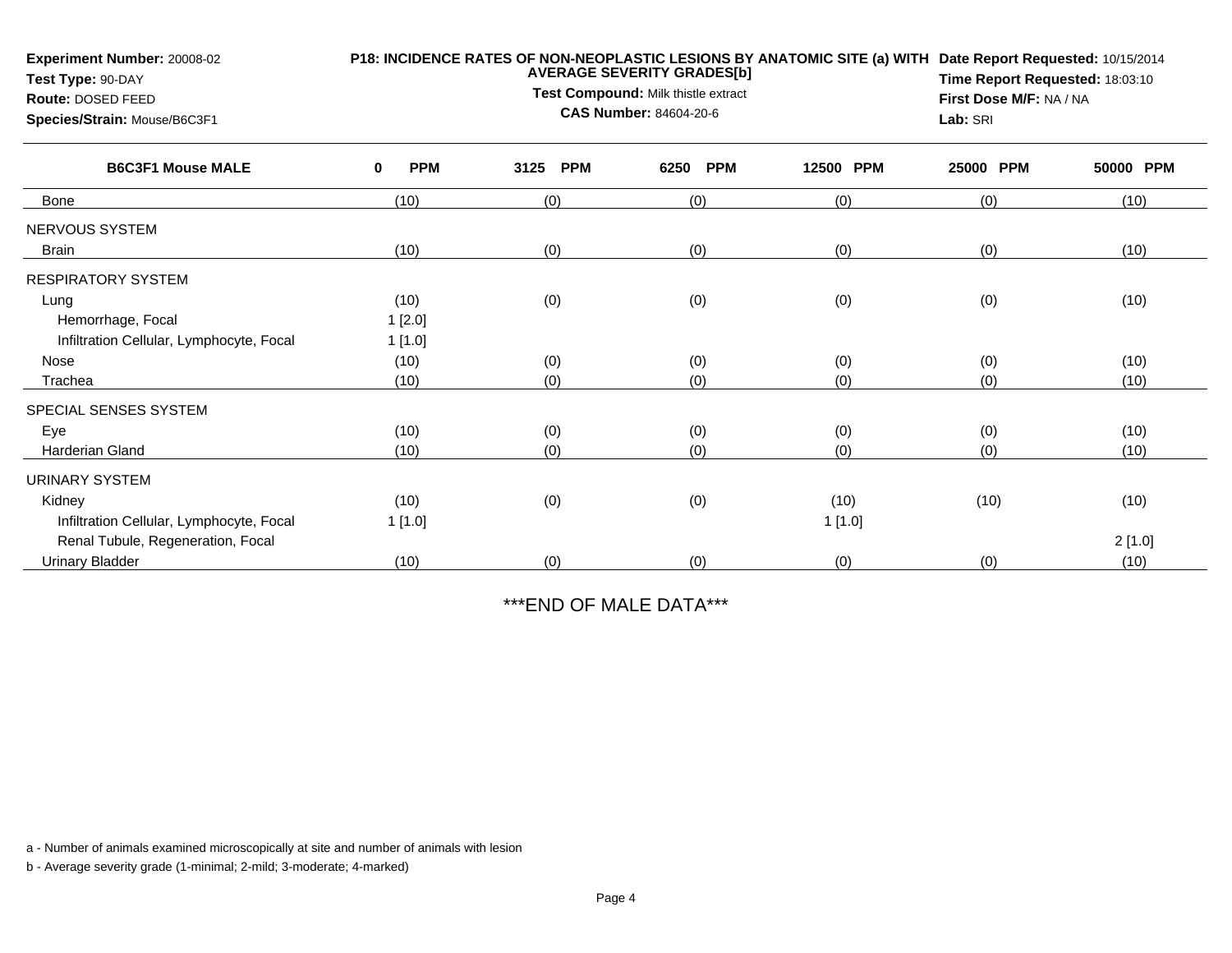**Experiment Number:** 20008-02
**Test Type:** 90-DAY
**Route:** DOSED FEED
**Species/Strain:** Mouse/B6C3F1

**P18: INCIDENCE RATES OF NON-NEOPLASTIC LESIONS BY ANATOMIC SITE (a) WITH AVERAGE SEVERITY GRADES[b]**
**Test Compound:** Milk thistle extract
**CAS Number:** 84604-20-6

**Date Report Requested:** 10/15/2014
**Time Report Requested:** 18:03:10
**First Dose M/F:** NA / NA
**Lab:** SRI

| B6C3F1 Mouse MALE | 0 PPM | 3125 PPM | 6250 PPM | 12500 PPM | 25000 PPM | 50000 PPM |
|---|---|---|---|---|---|---|
| Bone | (10) | (0) | (0) | (0) | (0) | (10) |
| NERVOUS SYSTEM | | | | | | |
| Brain | (10) | (0) | (0) | (0) | (0) | (10) |
| RESPIRATORY SYSTEM | | | | | | |
| Lung | (10) | (0) | (0) | (0) | (0) | (10) |
| Hemorrhage, Focal | 1 [2.0] | | | | | |
| Infiltration Cellular, Lymphocyte, Focal | 1 [1.0] | | | | | |
| Nose | (10) | (0) | (0) | (0) | (0) | (10) |
| Trachea | (10) | (0) | (0) | (0) | (0) | (10) |
| SPECIAL SENSES SYSTEM | | | | | | |
| Eye | (10) | (0) | (0) | (0) | (0) | (10) |
| Harderian Gland | (10) | (0) | (0) | (0) | (0) | (10) |
| URINARY SYSTEM | | | | | | |
| Kidney | (10) | (0) | (0) | (10) | (10) | (10) |
| Infiltration Cellular, Lymphocyte, Focal | 1 [1.0] | | | 1 [1.0] | | |
| Renal Tubule, Regeneration, Focal | | | | | | 2 [1.0] |
| Urinary Bladder | (10) | (0) | (0) | (0) | (0) | (10) |

***END OF MALE DATA***

a - Number of animals examined microscopically at site and number of animals with lesion

b - Average severity grade (1-minimal; 2-mild; 3-moderate; 4-marked)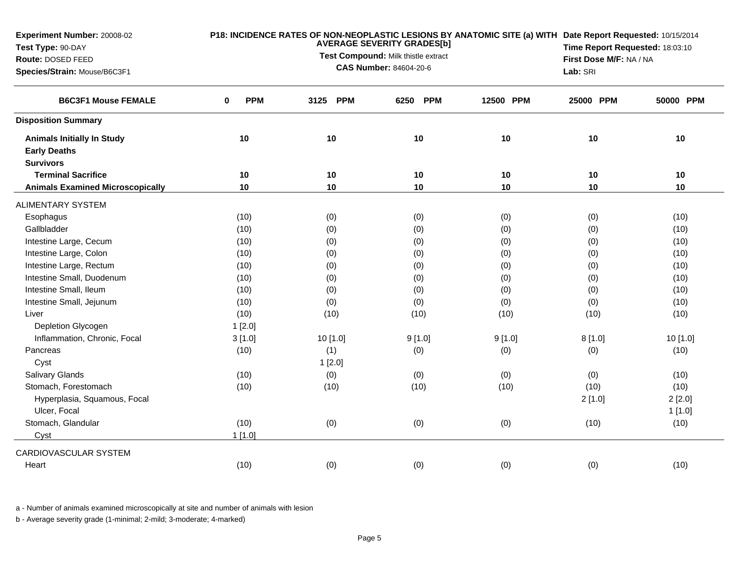**Experiment Number:** 20008-02
**Test Type:** 90-DAY
**Route:** DOSED FEED
**Species/Strain:** Mouse/B6C3F1

**P18: INCIDENCE RATES OF NON-NEOPLASTIC LESIONS BY ANATOMIC SITE (a) WITH AVERAGE SEVERITY GRADES[b]**
**Test Compound:** Milk thistle extract
**CAS Number:** 84604-20-6

**Date Report Requested:** 10/15/2014
**Time Report Requested:** 18:03:10
**First Dose M/F:** NA / NA
**Lab:** SRI

| B6C3F1 Mouse FEMALE | 0 PPM | 3125 PPM | 6250 PPM | 12500 PPM | 25000 PPM | 50000 PPM |
|---|---|---|---|---|---|---|
| **Disposition Summary** | | | | | | |
| **Animals Initially In Study** | 10 | 10 | 10 | 10 | 10 | 10 |
| **Early Deaths** | | | | | | |
| **Survivors** | | | | | | |
| **Terminal Sacrifice** | 10 | 10 | 10 | 10 | 10 | 10 |
| **Animals Examined Microscopically** | 10 | 10 | 10 | 10 | 10 | 10 |
| ALIMENTARY SYSTEM | | | | | | |
| Esophagus | (10) | (0) | (0) | (0) | (0) | (10) |
| Gallbladder | (10) | (0) | (0) | (0) | (0) | (10) |
| Intestine Large, Cecum | (10) | (0) | (0) | (0) | (0) | (10) |
| Intestine Large, Colon | (10) | (0) | (0) | (0) | (0) | (10) |
| Intestine Large, Rectum | (10) | (0) | (0) | (0) | (0) | (10) |
| Intestine Small, Duodenum | (10) | (0) | (0) | (0) | (0) | (10) |
| Intestine Small, Ileum | (10) | (0) | (0) | (0) | (0) | (10) |
| Intestine Small, Jejunum | (10) | (0) | (0) | (0) | (0) | (10) |
| Liver | (10) | (10) | (10) | (10) | (10) | (10) |
| Depletion Glycogen | 1 [2.0] | | | | | |
| Inflammation, Chronic, Focal | 3 [1.0] | 10 [1.0] | 9 [1.0] | 9 [1.0] | 8 [1.0] | 10 [1.0] |
| Pancreas | (10) | (1) | (0) | (0) | (0) | (10) |
| Cyst | | 1 [2.0] | | | | |
| Salivary Glands | (10) | (0) | (0) | (0) | (0) | (10) |
| Stomach, Forestomach | (10) | (10) | (10) | (10) | (10) | (10) |
| Hyperplasia, Squamous, Focal | | | | | 2 [1.0] | 2 [2.0] |
| Ulcer, Focal | | | | | | 1 [1.0] |
| Stomach, Glandular | (10) | (0) | (0) | (0) | (10) | (10) |
| Cyst | 1 [1.0] | | | | | |
| CARDIOVASCULAR SYSTEM | | | | | | |
| Heart | (10) | (0) | (0) | (0) | (0) | (10) |

a - Number of animals examined microscopically at site and number of animals with lesion

b - Average severity grade (1-minimal; 2-mild; 3-moderate; 4-marked)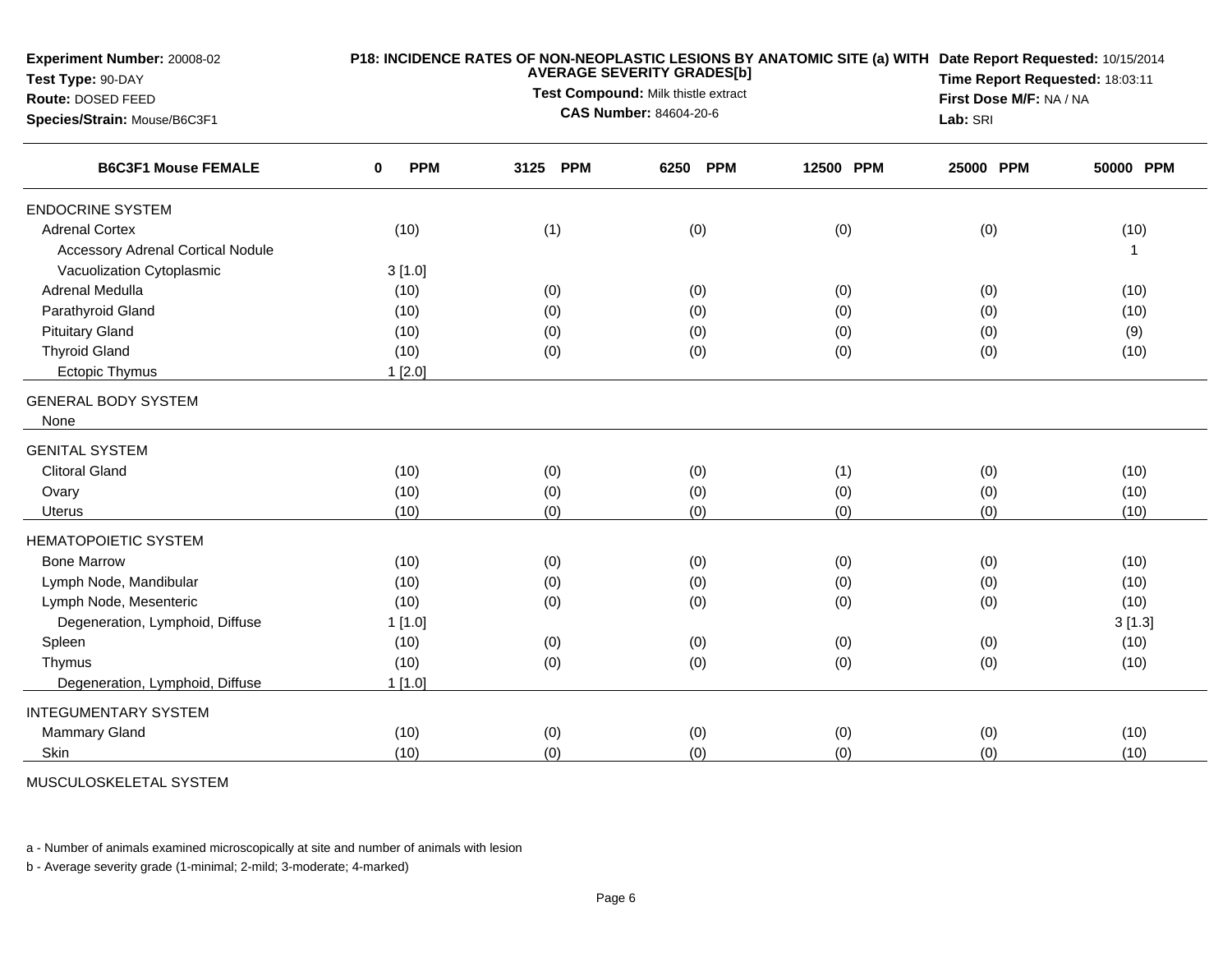**Experiment Number:** 20008-02
**Test Type:** 90-DAY
**Route:** DOSED FEED
**Species/Strain:** Mouse/B6C3F1

**P18: INCIDENCE RATES OF NON-NEOPLASTIC LESIONS BY ANATOMIC SITE (a) WITH AVERAGE SEVERITY GRADES[b]**
**Test Compound:** Milk thistle extract
**CAS Number:** 84604-20-6

**Date Report Requested:** 10/15/2014
**Time Report Requested:** 18:03:11
**First Dose M/F:** NA / NA
**Lab:** SRI

| B6C3F1 Mouse FEMALE | 0 PPM | 3125 PPM | 6250 PPM | 12500 PPM | 25000 PPM | 50000 PPM |
|---|---|---|---|---|---|---|
| ENDOCRINE SYSTEM | | | | | | |
| Adrenal Cortex | (10) | (1) | (0) | (0) | (0) | (10) |
| Accessory Adrenal Cortical Nodule | | | | | | 1 |
| Vacuolization Cytoplasmic | 3 [1.0] | | | | | |
| Adrenal Medulla | (10) | (0) | (0) | (0) | (0) | (10) |
| Parathyroid Gland | (10) | (0) | (0) | (0) | (0) | (10) |
| Pituitary Gland | (10) | (0) | (0) | (0) | (0) | (9) |
| Thyroid Gland | (10) | (0) | (0) | (0) | (0) | (10) |
| Ectopic Thymus | 1 [2.0] | | | | | |
| GENERAL BODY SYSTEM | | | | | | |
| None | | | | | | |
| GENITAL SYSTEM | | | | | | |
| Clitoral Gland | (10) | (0) | (0) | (1) | (0) | (10) |
| Ovary | (10) | (0) | (0) | (0) | (0) | (10) |
| Uterus | (10) | (0) | (0) | (0) | (0) | (10) |
| HEMATOPOIETIC SYSTEM | | | | | | |
| Bone Marrow | (10) | (0) | (0) | (0) | (0) | (10) |
| Lymph Node, Mandibular | (10) | (0) | (0) | (0) | (0) | (10) |
| Lymph Node, Mesenteric | (10) | (0) | (0) | (0) | (0) | (10) |
| Degeneration, Lymphoid, Diffuse | 1 [1.0] | | | | | 3 [1.3] |
| Spleen | (10) | (0) | (0) | (0) | (0) | (10) |
| Thymus | (10) | (0) | (0) | (0) | (0) | (10) |
| Degeneration, Lymphoid, Diffuse | 1 [1.0] | | | | | |
| INTEGUMENTARY SYSTEM | | | | | | |
| Mammary Gland | (10) | (0) | (0) | (0) | (0) | (10) |
| Skin | (10) | (0) | (0) | (0) | (0) | (10) |
| MUSCULOSKELETAL SYSTEM | | | | | | |

a - Number of animals examined microscopically at site and number of animals with lesion

b - Average severity grade (1-minimal; 2-mild; 3-moderate; 4-marked)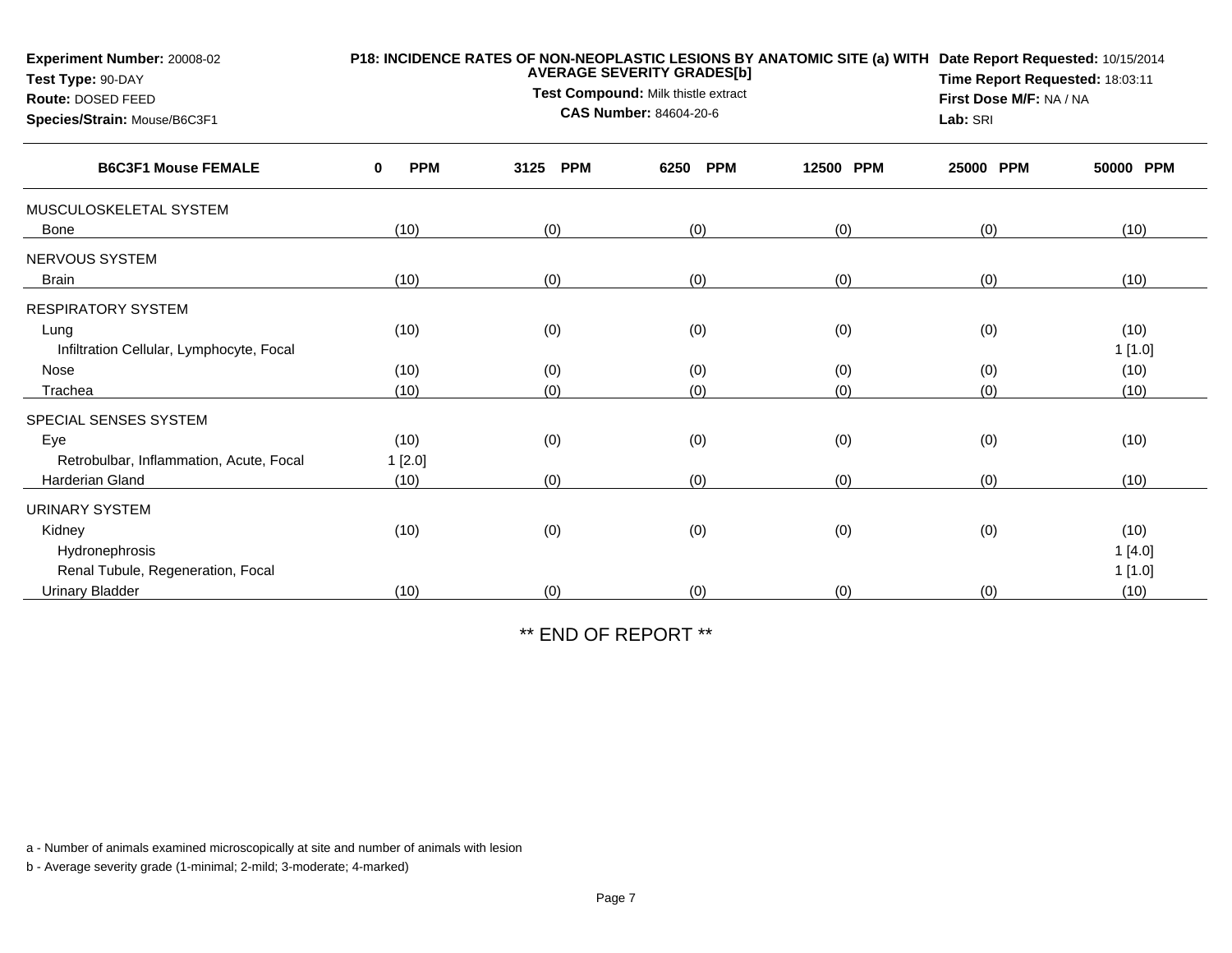**Experiment Number:** 20008-02
**Test Type:** 90-DAY
**Route:** DOSED FEED
**Species/Strain:** Mouse/B6C3F1

**P18: INCIDENCE RATES OF NON-NEOPLASTIC LESIONS BY ANATOMIC SITE (a) WITH AVERAGE SEVERITY GRADES[b]**
**Test Compound:** Milk thistle extract
**CAS Number:** 84604-20-6

**Date Report Requested:** 10/15/2014
**Time Report Requested:** 18:03:11
**First Dose M/F:** NA / NA
**Lab:** SRI

| B6C3F1 Mouse FEMALE | 0 PPM | 3125 PPM | 6250 PPM | 12500 PPM | 25000 PPM | 50000 PPM |
|---|---|---|---|---|---|---|
| MUSCULOSKELETAL SYSTEM | | | | | | |
| Bone | (10) | (0) | (0) | (0) | (0) | (10) |
| NERVOUS SYSTEM | | | | | | |
| Brain | (10) | (0) | (0) | (0) | (0) | (10) |
| RESPIRATORY SYSTEM | | | | | | |
| Lung | (10) | (0) | (0) | (0) | (0) | (10) |
| Infiltration Cellular, Lymphocyte, Focal | | | | | | 1 [1.0] |
| Nose | (10) | (0) | (0) | (0) | (0) | (10) |
| Trachea | (10) | (0) | (0) | (0) | (0) | (10) |
| SPECIAL SENSES SYSTEM | | | | | | |
| Eye | (10) | (0) | (0) | (0) | (0) | (10) |
| Retrobulbar, Inflammation, Acute, Focal | 1 [2.0] | | | | | |
| Harderian Gland | (10) | (0) | (0) | (0) | (0) | (10) |
| URINARY SYSTEM | | | | | | |
| Kidney | (10) | (0) | (0) | (0) | (0) | (10) |
| Hydronephrosis | | | | | | 1 [4.0] |
| Renal Tubule, Regeneration, Focal | | | | | | 1 [1.0] |
| Urinary Bladder | (10) | (0) | (0) | (0) | (0) | (10) |

** END OF REPORT **

a - Number of animals examined microscopically at site and number of animals with lesion

b - Average severity grade (1-minimal; 2-mild; 3-moderate; 4-marked)